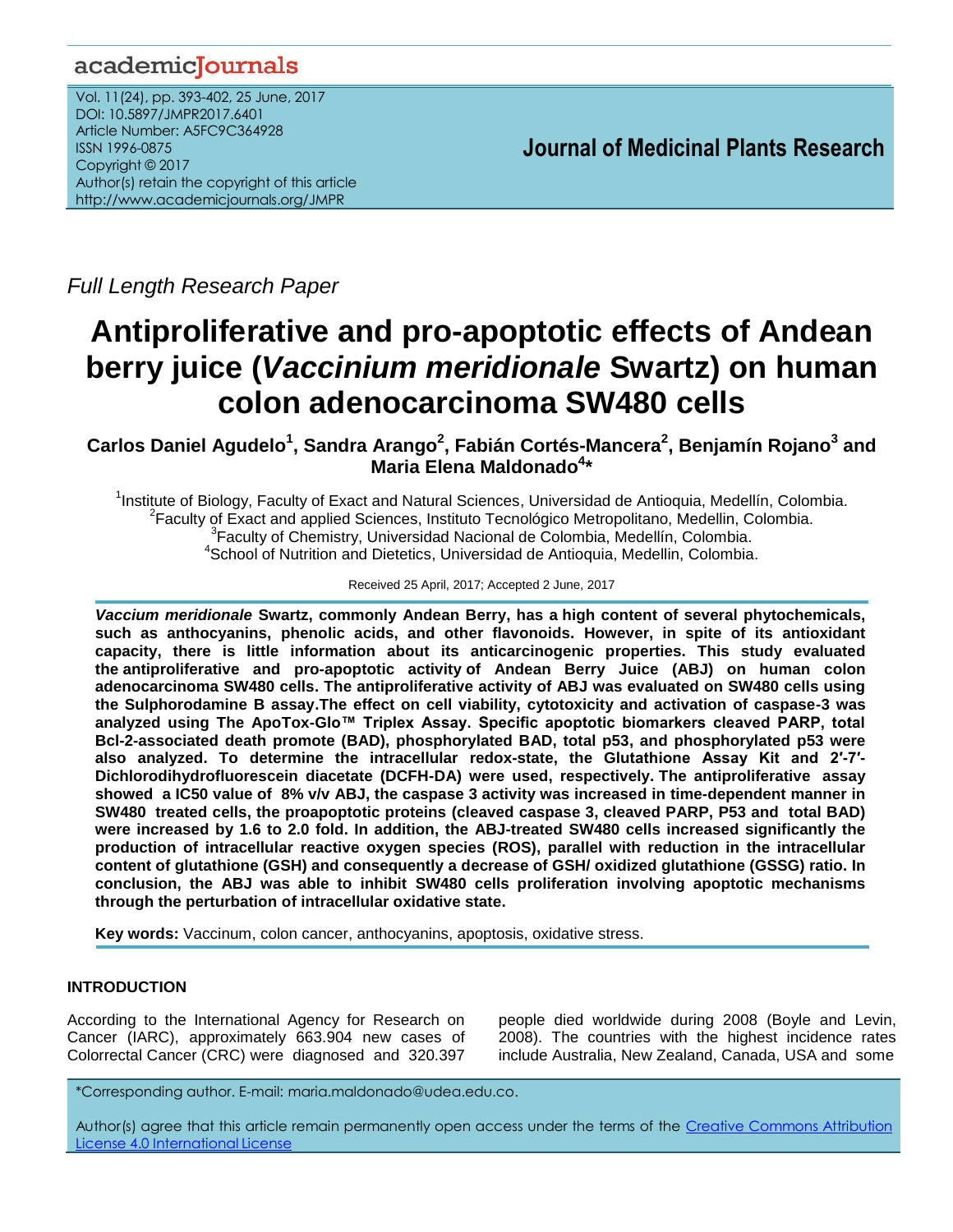academicJournals

Vol. 11(24), pp. 393-402, 25 June, 2017
DOI: 10.5897/JMPR2017.6401
Article Number: A5FC9C364928
ISSN 1996-0875
Copyright © 2017
Author(s) retain the copyright of this article
http://www.academicjournals.org/JMPR

**Journal of Medicinal Plants Research**

*Full Length Research Paper*

# Antiproliferative and pro-apoptotic effects of Andean berry juice (*Vaccinium meridionale* Swartz) on human colon adenocarcinoma SW480 cells

**Carlos Daniel Agudelo[1], Sandra Arango[2], Fabián Cortés-Mancera[2], Benjamín Rojano[3] and Maria Elena Maldonado[4]***

[1]Institute of Biology, Faculty of Exact and Natural Sciences, Universidad de Antioquia, Medellín, Colombia.
[2]Faculty of Exact and applied Sciences, Instituto Tecnológico Metropolitano, Medellin, Colombia.
[3]Faculty of Chemistry, Universidad Nacional de Colombia, Medellín, Colombia.
[4]School of Nutrition and Dietetics, Universidad de Antioquia, Medellin, Colombia.

Received 25 April, 2017; Accepted 2 June, 2017

***Vaccium meridionale* Swartz, commonly Andean Berry, has a high content of several phytochemicals, such as anthocyanins, phenolic acids, and other flavonoids. However, in spite of its antioxidant capacity, there is little information about its anticarcinogenic properties. This study evaluated the antiproliferative and pro-apoptotic activity of Andean Berry Juice (ABJ) on human colon adenocarcinoma SW480 cells. The antiproliferative activity of ABJ was evaluated on SW480 cells using the Sulphorodamine B assay.The effect on cell viability, cytotoxicity and activation of caspase-3 was analyzed using The ApoTox-Glo™ Triplex Assay. Specific apoptotic biomarkers cleaved PARP, total Bcl-2-associated death promote (BAD), phosphorylated BAD, total p53, and phosphorylated p53 were also analyzed. To determine the intracellular redox-state, the Glutathione Assay Kit and 2′-7′-Dichlorodihydrofluorescein diacetate (DCFH-DA) were used, respectively. The antiproliferative assay showed a IC50 value of 8% v/v ABJ, the caspase 3 activity was increased in time-dependent manner in SW480 treated cells, the proapoptotic proteins (cleaved caspase 3, cleaved PARP, P53 and total BAD) were increased by 1.6 to 2.0 fold. In addition, the ABJ-treated SW480 cells increased significantly the production of intracellular reactive oxygen species (ROS), parallel with reduction in the intracellular content of glutathione (GSH) and consequently a decrease of GSH/ oxidized glutathione (GSSG) ratio. In conclusion, the ABJ was able to inhibit SW480 cells proliferation involving apoptotic mechanisms through the perturbation of intracellular oxidative state.**

**Key words:** Vaccinum, colon cancer, anthocyanins, apoptosis, oxidative stress.

## INTRODUCTION

According to the International Agency for Research on Cancer (IARC), approximately 663.904 new cases of Colorrectal Cancer (CRC) were diagnosed and 320.397 people died worldwide during 2008 (Boyle and Levin, 2008). The countries with the highest incidence rates include Australia, New Zealand, Canada, USA and some

*Corresponding author. E-mail: maria.maldonado@udea.edu.co.

Author(s) agree that this article remain permanently open access under the terms of the Creative Commons Attribution License 4.0 International License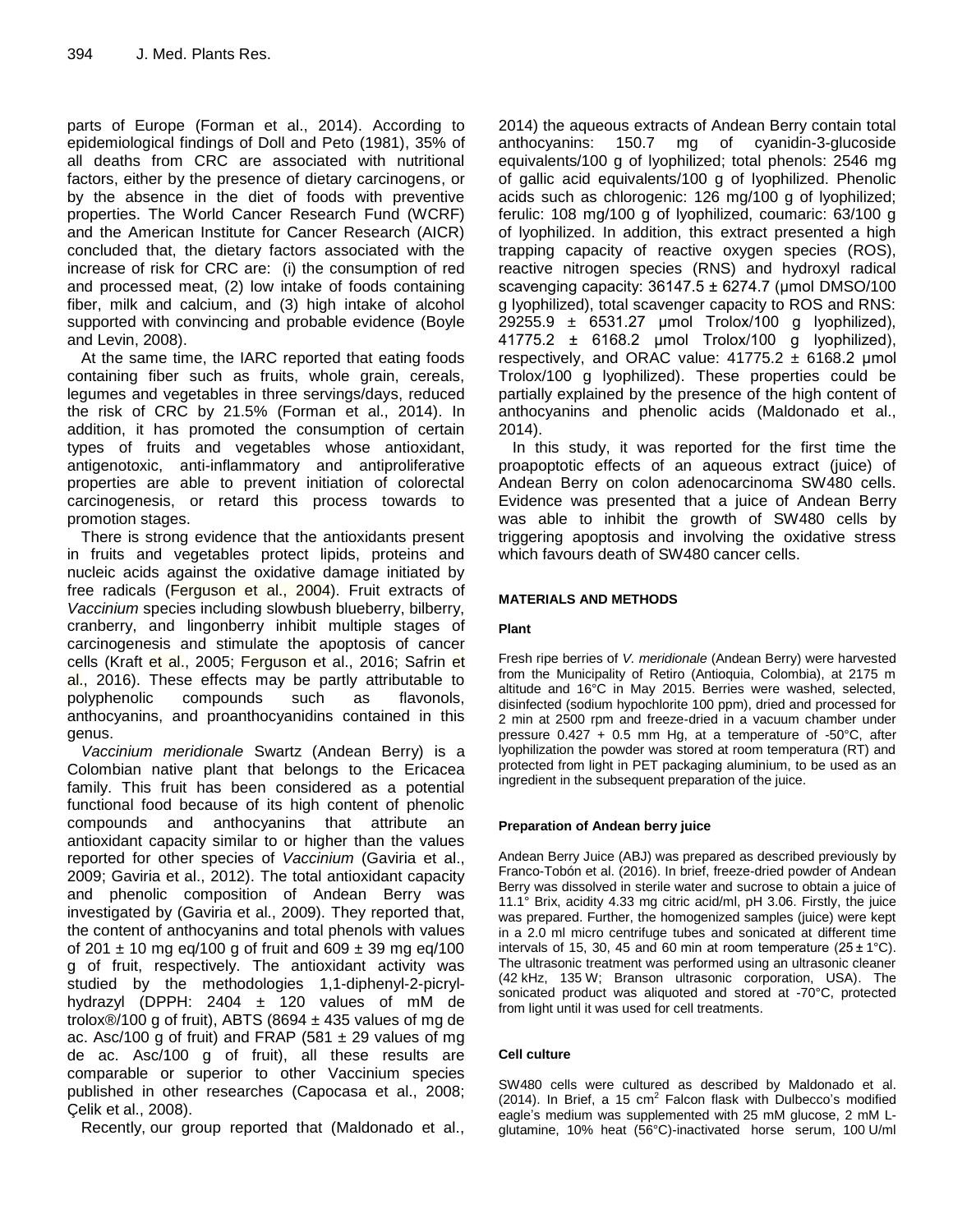parts of Europe (Forman et al., 2014). According to epidemiological findings of Doll and Peto (1981), 35% of all deaths from CRC are associated with nutritional factors, either by the presence of dietary carcinogens, or by the absence in the diet of foods with preventive properties. The World Cancer Research Fund (WCRF) and the American Institute for Cancer Research (AICR) concluded that, the dietary factors associated with the increase of risk for CRC are: (i) the consumption of red and processed meat, (2) low intake of foods containing fiber, milk and calcium, and (3) high intake of alcohol supported with convincing and probable evidence (Boyle and Levin, 2008).

At the same time, the IARC reported that eating foods containing fiber such as fruits, whole grain, cereals, legumes and vegetables in three servings/days, reduced the risk of CRC by 21.5% (Forman et al., 2014). In addition, it has promoted the consumption of certain types of fruits and vegetables whose antioxidant, antigenotoxic, anti-inflammatory and antiproliferative properties are able to prevent initiation of colorectal carcinogenesis, or retard this process towards to promotion stages.

There is strong evidence that the antioxidants present in fruits and vegetables protect lipids, proteins and nucleic acids against the oxidative damage initiated by free radicals (Ferguson et al., 2004). Fruit extracts of *Vaccinium* species including slowbush blueberry, bilberry, cranberry, and lingonberry inhibit multiple stages of carcinogenesis and stimulate the apoptosis of cancer cells (Kraft et al., 2005; Ferguson et al., 2016; Safrin et al., 2016). These effects may be partly attributable to polyphenolic compounds such as flavonols, anthocyanins, and proanthocyanidins contained in this genus.

*Vaccinium meridionale* Swartz (Andean Berry) is a Colombian native plant that belongs to the Ericacea family. This fruit has been considered as a potential functional food because of its high content of phenolic compounds and anthocyanins that attribute an antioxidant capacity similar to or higher than the values reported for other species of *Vaccinium* (Gaviria et al., 2009; Gaviria et al., 2012). The total antioxidant capacity and phenolic composition of Andean Berry was investigated by (Gaviria et al., 2009). They reported that, the content of anthocyanins and total phenols with values of 201 ± 10 mg eq/100 g of fruit and 609 ± 39 mg eq/100 g of fruit, respectively. The antioxidant activity was studied by the methodologies 1,1-diphenyl-2-picryl-hydrazyl (DPPH: 2404 ± 120 values of mM de trolox®/100 g of fruit), ABTS (8694 ± 435 values of mg de ac. Asc/100 g of fruit) and FRAP (581 ± 29 values of mg de ac. Asc/100 g of fruit), all these results are comparable or superior to other Vaccinium species published in other researches (Capocasa et al., 2008; Çelik et al., 2008).

Recently, our group reported that (Maldonado et al., 2014) the aqueous extracts of Andean Berry contain total anthocyanins: 150.7 mg of cyanidin-3-glucoside equivalents/100 g of lyophilized; total phenols: 2546 mg of gallic acid equivalents/100 g of lyophilized. Phenolic acids such as chlorogenic: 126 mg/100 g of lyophilized; ferulic: 108 mg/100 g of lyophilized, coumaric: 63/100 g of lyophilized. In addition, this extract presented a high trapping capacity of reactive oxygen species (ROS), reactive nitrogen species (RNS) and hydroxyl radical scavenging capacity: 36147.5 ± 6274.7 (μmol DMSO/100 g lyophilized), total scavenger capacity to ROS and RNS: 29255.9 ± 6531.27 μmol Trolox/100 g lyophilized), 41775.2 ± 6168.2 μmol Trolox/100 g lyophilized), respectively, and ORAC value: 41775.2 ± 6168.2 μmol Trolox/100 g lyophilized). These properties could be partially explained by the presence of the high content of anthocyanins and phenolic acids (Maldonado et al., 2014).

In this study, it was reported for the first time the proapoptotic effects of an aqueous extract (juice) of Andean Berry on colon adenocarcinoma SW480 cells. Evidence was presented that a juice of Andean Berry was able to inhibit the growth of SW480 cells by triggering apoptosis and involving the oxidative stress which favours death of SW480 cancer cells.

## MATERIALS AND METHODS

### Plant

Fresh ripe berries of *V. meridionale* (Andean Berry) were harvested from the Municipality of Retiro (Antioquia, Colombia), at 2175 m altitude and 16°C in May 2015. Berries were washed, selected, disinfected (sodium hypochlorite 100 ppm), dried and processed for 2 min at 2500 rpm and freeze-dried in a vacuum chamber under pressure 0.427 + 0.5 mm Hg, at a temperature of -50°C, after lyophilization the powder was stored at room temperatura (RT) and protected from light in PET packaging aluminium, to be used as an ingredient in the subsequent preparation of the juice.

### Preparation of Andean berry juice

Andean Berry Juice (ABJ) was prepared as described previously by Franco-Tobón et al. (2016). In brief, freeze-dried powder of Andean Berry was dissolved in sterile water and sucrose to obtain a juice of 11.1° Brix, acidity 4.33 mg citric acid/ml, pH 3.06. Firstly, the juice was prepared. Further, the homogenized samples (juice) were kept in a 2.0 ml micro centrifuge tubes and sonicated at different time intervals of 15, 30, 45 and 60 min at room temperature (25 ± 1°C). The ultrasonic treatment was performed using an ultrasonic cleaner (42 kHz, 135 W; Branson ultrasonic corporation, USA). The sonicated product was aliquoted and stored at -70°C, protected from light until it was used for cell treatments.

### Cell culture

SW480 cells were cultured as described by Maldonado et al. (2014). In Brief, a 15 $cm^2$ Falcon flask with Dulbecco's modified eagle's medium was supplemented with 25 mM glucose, 2 mM L-glutamine, 10% heat (56°C)-inactivated horse serum, 100 U/ml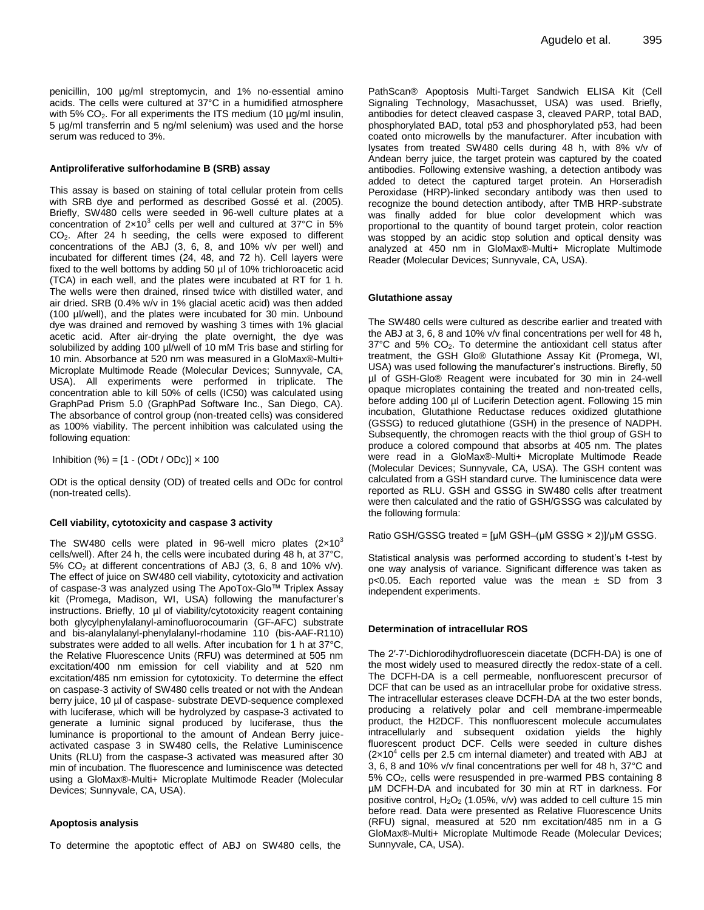penicillin, 100 µg/ml streptomycin, and 1% no-essential amino acids. The cells were cultured at 37°C in a humidified atmosphere with 5% $CO_2$. For all experiments the ITS medium (10 µg/ml insulin, 5 µg/ml transferrin and 5 ng/ml selenium) was used and the horse serum was reduced to 3%.

### Antiproliferative sulforhodamine B (SRB) assay

This assay is based on staining of total cellular protein from cells with SRB dye and performed as described Gossé et al. (2005). Briefly, SW480 cells were seeded in 96-well culture plates at a concentration of $2×10^3$ cells per well and cultured at 37°C in 5% $CO_2$. After 24 h seeding, the cells were exposed to different concentrations of the ABJ (3, 6, 8, and 10% v/v per well) and incubated for different times (24, 48, and 72 h). Cell layers were fixed to the well bottoms by adding 50 µl of 10% trichloroacetic acid (TCA) in each well, and the plates were incubated at RT for 1 h. The wells were then drained, rinsed twice with distilled water, and air dried. SRB (0.4% w/v in 1% glacial acetic acid) was then added (100 µl/well), and the plates were incubated for 30 min. Unbound dye was drained and removed by washing 3 times with 1% glacial acetic acid. After air-drying the plate overnight, the dye was solubilized by adding 100 µl/well of 10 mM Tris base and stirling for 10 min. Absorbance at 520 nm was measured in a GloMax®-Multi+ Microplate Multimode Reade (Molecular Devices; Sunnyvale, CA, USA). All experiments were performed in triplicate. The concentration able to kill 50% of cells (IC50) was calculated using GraphPad Prism 5.0 (GraphPad Software Inc., San Diego, CA). The absorbance of control group (non-treated cells) was considered as 100% viability. The percent inhibition was calculated using the following equation:

$$\text{Inhibition (\%)} = [1 - (ODt / ODc)] \times 100$$

ODt is the optical density (OD) of treated cells and ODc for control (non-treated cells).

### Cell viability, cytotoxicity and caspase 3 activity

The SW480 cells were plated in 96-well micro plates ($2×10^3$ cells/well). After 24 h, the cells were incubated during 48 h, at 37°C, 5% $CO_2$ at different concentrations of ABJ (3, 6, 8 and 10% v/v). The effect of juice on SW480 cell viability, cytotoxicity and activation of caspase-3 was analyzed using The ApoTox-Glo™ Triplex Assay kit (Promega, Madison, WI, USA) following the manufacturer's instructions. Briefly, 10 µl of viability/cytotoxicity reagent containing both glycylphenylalanyl-aminofluorocoumarin (GF-AFC) substrate and bis-alanylalanyl-phenylalanyl-rhodamine 110 (bis-AAF-R110) substrates were added to all wells. After incubation for 1 h at 37°C, the Relative Fluorescence Units (RFU) was determined at 505 nm excitation/400 nm emission for cell viability and at 520 nm excitation/485 nm emission for cytotoxicity. To determine the effect on caspase-3 activity of SW480 cells treated or not with the Andean berry juice, 10 µl of caspase- substrate DEVD-sequence complexed with luciferase, which will be hydrolyzed by caspase-3 activated to generate a luminic signal produced by luciferase, thus the luminance is proportional to the amount of Andean Berry juice-activated caspase 3 in SW480 cells, the Relative Luminiscence Units (RLU) from the caspase-3 activated was measured after 30 min of incubation. The fluorescence and luminiscence was detected using a GloMax®-Multi+ Microplate Multimode Reader (Molecular Devices; Sunnyvale, CA, USA).

### Apoptosis analysis

To determine the apoptotic effect of ABJ on SW480 cells, the PathScan® Apoptosis Multi-Target Sandwich ELISA Kit (Cell Signaling Technology, Masachusset, USA) was used. Briefly, antibodies for detect cleaved caspase 3, cleaved PARP, total BAD, phosphorylated BAD, total p53 and phosphorylated p53, had been coated onto microwells by the manufacturer. After incubation with lysates from treated SW480 cells during 48 h, with 8% v/v of Andean berry juice, the target protein was captured by the coated antibodies. Following extensive washing, a detection antibody was added to detect the captured target protein. An Horseradish Peroxidase (HRP)-linked secondary antibody was then used to recognize the bound detection antibody, after TMB HRP-substrate was finally added for blue color development which was proportional to the quantity of bound target protein, color reaction was stopped by an acidic stop solution and optical density was analyzed at 450 nm in GloMax®-Multi+ Microplate Multimode Reader (Molecular Devices; Sunnyvale, CA, USA).

### Glutathione assay

The SW480 cells were cultured as describe earlier and treated with the ABJ at 3, 6, 8 and 10% v/v final concentrations per well for 48 h, 37°C and 5% $CO_2$. To determine the antioxidant cell status after treatment, the GSH Glo® Glutathione Assay Kit (Promega, WI, USA) was used following the manufacturer's instructions. Birefly, 50 µl of GSH-Glo® Reagent were incubated for 30 min in 24-well opaque microplates containing the treated and non-treated cells, before adding 100 µl of Luciferin Detection agent. Following 15 min incubation, Glutathione Reductase reduces oxidized glutathione (GSSG) to reduced glutathione (GSH) in the presence of NADPH. Subsequently, the chromogen reacts with the thiol group of GSH to produce a colored compound that absorbs at 405 nm. The plates were read in a GloMax®-Multi+ Microplate Multimode Reade (Molecular Devices; Sunnyvale, CA, USA). The GSH content was calculated from a GSH standard curve. The luminiscence data were reported as RLU. GSH and GSSG in SW480 cells after treatment were then calculated and the ratio of GSH/GSSG was calculated by the following formula:

$$\text{Ratio GSH/GSSG treated} = [\mu M\ GSH - (\mu M\ GSSG \times 2)] / \mu M\ GSSG.$$

Statistical analysis was performed according to student's t-test by one way analysis of variance. Significant difference was taken as $p<0.05$. Each reported value was the mean ± SD from 3 independent experiments.

### Determination of intracellular ROS

The 2′-7′-Dichlorodihydrofluorescein diacetate (DCFH-DA) is one of the most widely used to measured directly the redox-state of a cell. The DCFH-DA is a cell permeable, nonfluorescent precursor of DCF that can be used as an intracellular probe for oxidative stress. The intracellular esterases cleave DCFH-DA at the two ester bonds, producing a relatively polar and cell membrane-impermeable product, the H2DCF. This nonfluorescent molecule accumulates intracellularly and subsequent oxidation yields the highly fluorescent product DCF. Cells were seeded in culture dishes ($2×10^4$ cells per 2.5 cm internal diameter) and treated with ABJ at 3, 6, 8 and 10% v/v final concentrations per well for 48 h, 37°C and 5% $CO_2$, cells were resuspended in pre-warmed PBS containing 8 µM DCFH-DA and incubated for 30 min at RT in darkness. For positive control, $H_2O_2$ (1.05%, v/v) was added to cell culture 15 min before read. Data were presented as Relative Fluorescence Units (RFU) signal, measured at 520 nm excitation/485 nm in a G GloMax®-Multi+ Microplate Multimode Reade (Molecular Devices; Sunnyvale, CA, USA).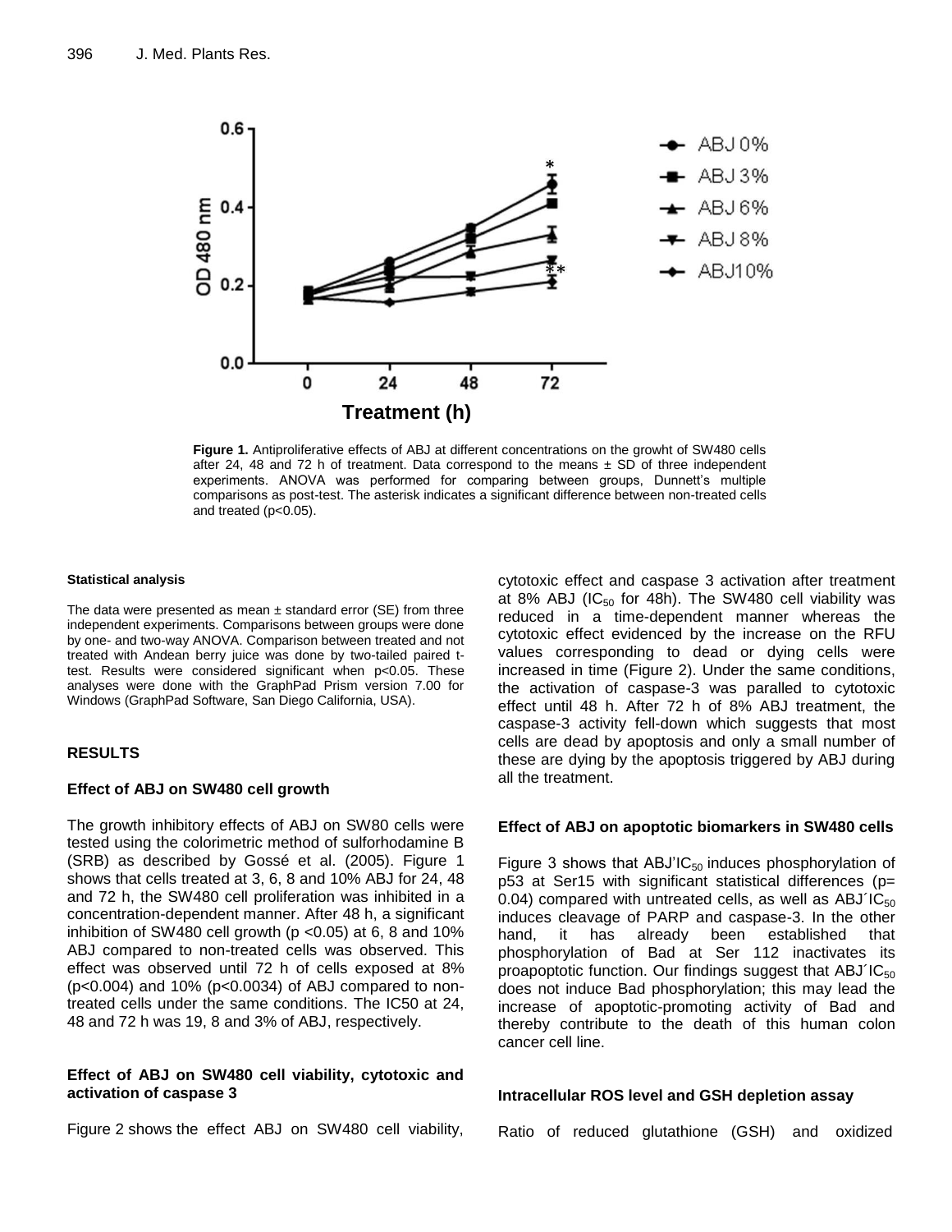**Figure 1.** Antiproliferative effects of ABJ at different concentrations on the growht of SW480 cells after 24, 48 and 72 h of treatment. Data correspond to the means ± SD of three independent experiments. ANOVA was performed for comparing between groups, Dunnett's multiple comparisons as post-test. The asterisk indicates a significant difference between non-treated cells and treated ($p<0.05$).

#### Statistical analysis

The data were presented as mean ± standard error (SE) from three independent experiments. Comparisons between groups were done by one- and two-way ANOVA. Comparison between treated and not treated with Andean berry juice was done by two-tailed paired t-test. Results were considered significant when $p<0.05$. These analyses were done with the GraphPad Prism version 7.00 for Windows (GraphPad Software, San Diego California, USA).

## RESULTS

### Effect of ABJ on SW480 cell growth

The growth inhibitory effects of ABJ on SW80 cells were tested using the colorimetric method of sulforhodamine B (SRB) as described by Gossé et al. (2005). Figure 1 shows that cells treated at 3, 6, 8 and 10% ABJ for 24, 48 and 72 h, the SW480 cell proliferation was inhibited in a concentration-dependent manner. After 48 h, a significant inhibition of SW480 cell growth ($p<0.05$) at 6, 8 and 10% ABJ compared to non-treated cells was observed. This effect was observed until 72 h of cells exposed at 8% ($p<0.004$) and 10% ($p<0.0034$) of ABJ compared to non-treated cells under the same conditions. The IC50 at 24, 48 and 72 h was 19, 8 and 3% of ABJ, respectively.

### Effect of ABJ on SW480 cell viability, cytotoxic and activation of caspase 3

Figure 2 shows the effect ABJ on SW480 cell viability, cytotoxic effect and caspase 3 activation after treatment at 8% ABJ ($IC_{50}$ for 48h). The SW480 cell viability was reduced in a time-dependent manner whereas the cytotoxic effect evidenced by the increase on the RFU values corresponding to dead or dying cells were increased in time (Figure 2). Under the same conditions, the activation of caspase-3 was paralled to cytotoxic effect until 48 h. After 72 h of 8% ABJ treatment, the caspase-3 activity fell-down which suggests that most cells are dead by apoptosis and only a small number of these are dying by the apoptosis triggered by ABJ during all the treatment.

### Effect of ABJ on apoptotic biomarkers in SW480 cells

Figure 3 shows that ABJ'$IC_{50}$ induces phosphorylation of p53 at Ser15 with significant statistical differences ($p=0.04$) compared with untreated cells, as well as ABJ´$IC_{50}$ induces cleavage of PARP and caspase-3. In the other hand, it has already been established that phosphorylation of Bad at Ser 112 inactivates its proapoptotic function. Our findings suggest that ABJ´$IC_{50}$ does not induce Bad phosphorylation; this may lead the increase of apoptotic-promoting activity of Bad and thereby contribute to the death of this human colon cancer cell line.

### Intracellular ROS level and GSH depletion assay

Ratio of reduced glutathione (GSH) and oxidized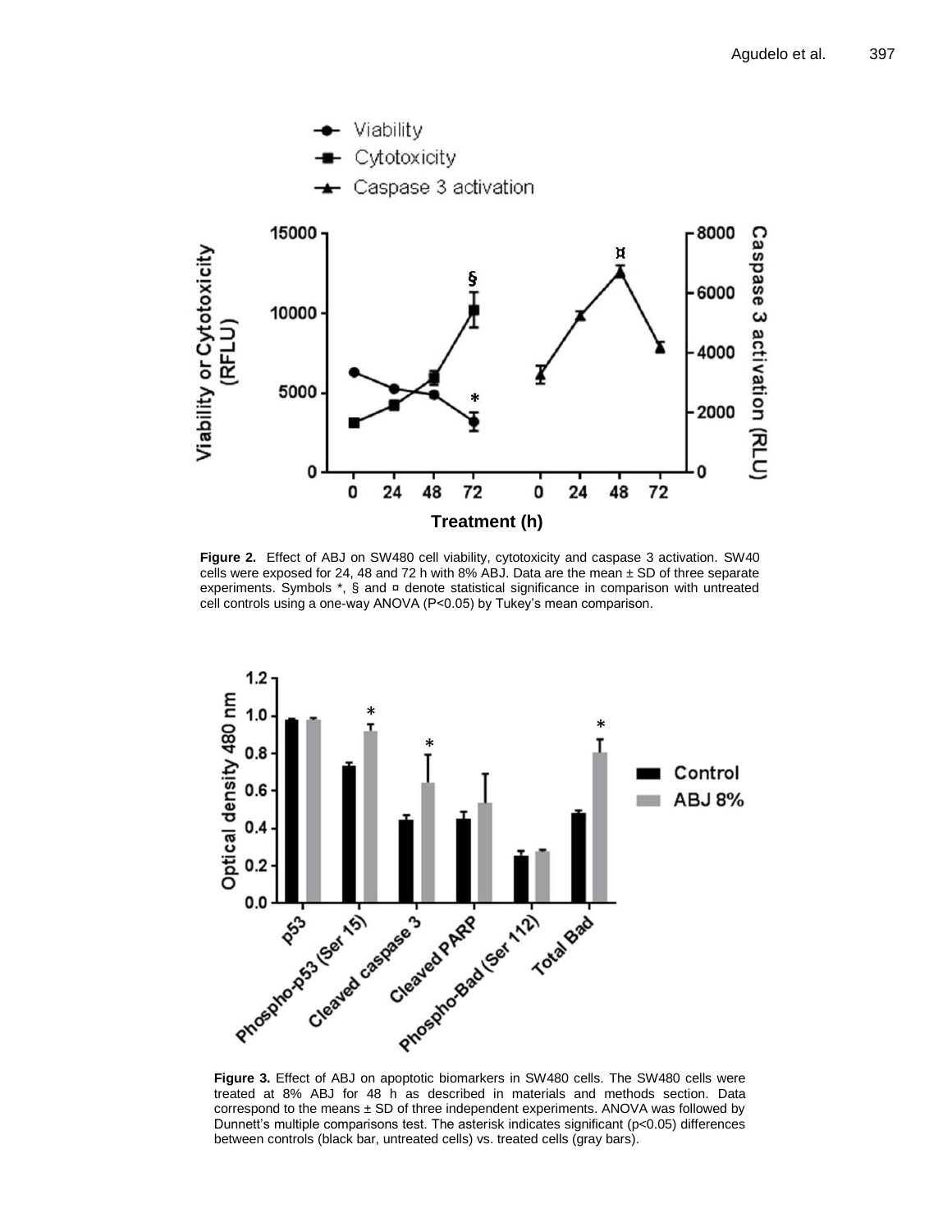**Figure 2.** Effect of ABJ on SW480 cell viability, cytotoxicity and caspase 3 activation. SW40 cells were exposed for 24, 48 and 72 h with 8% ABJ. Data are the mean ± SD of three separate experiments. Symbols *, § and ¤ denote statistical significance in comparison with untreated cell controls using a one-way ANOVA (P<0.05) by Tukey's mean comparison.

**Figure 3.** Effect of ABJ on apoptotic biomarkers in SW480 cells. The SW480 cells were treated at 8% ABJ for 48 h as described in materials and methods section. Data correspond to the means ± SD of three independent experiments. ANOVA was followed by Dunnett's multiple comparisons test. The asterisk indicates significant (p<0.05) differences between controls (black bar, untreated cells) vs. treated cells (gray bars).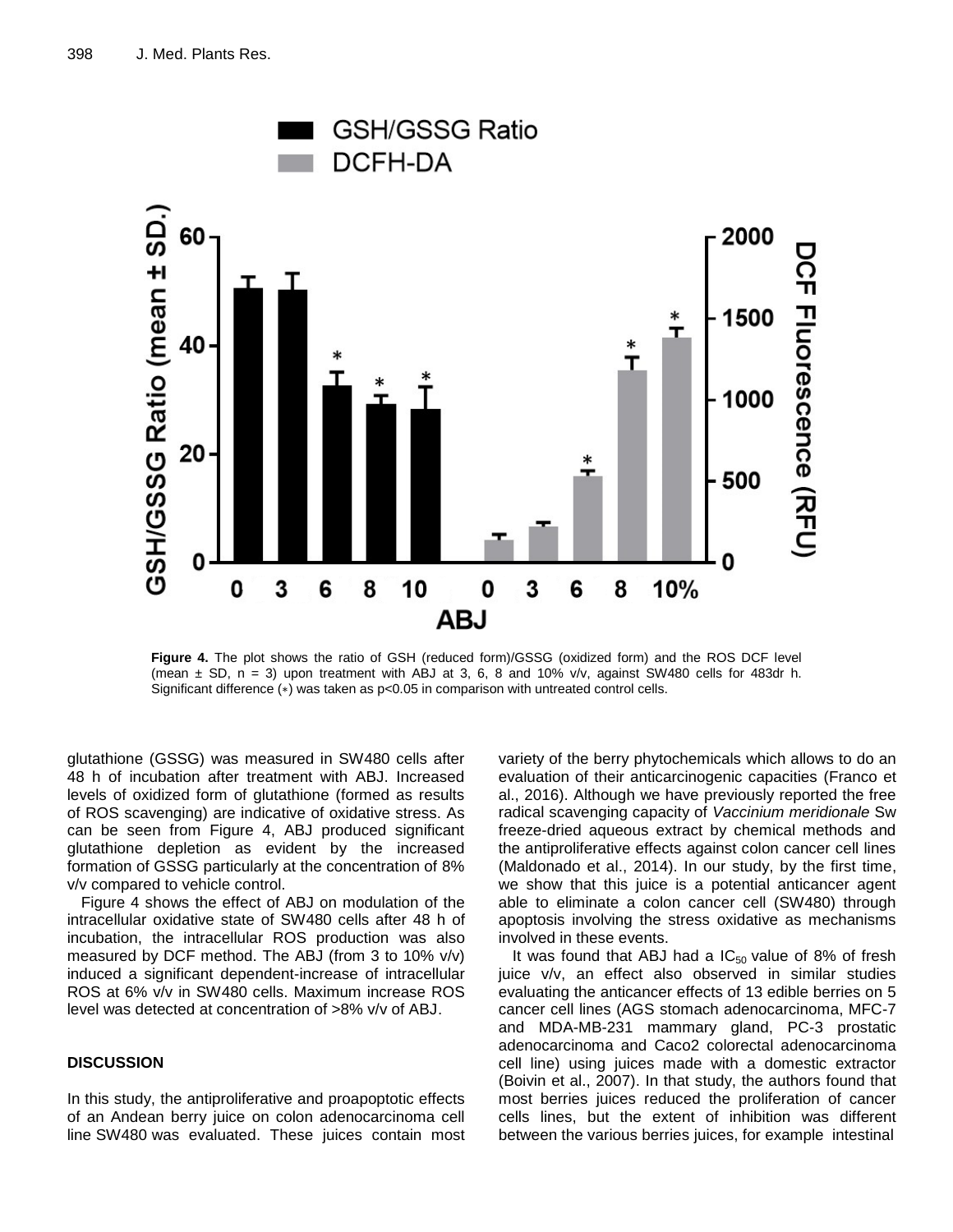**Figure 4.** The plot shows the ratio of GSH (reduced form)/GSSG (oxidized form) and the ROS DCF level (mean ± SD, n = 3) upon treatment with ABJ at 3, 6, 8 and 10% v/v, against SW480 cells for 483dr h. Significant difference (*) was taken as p<0.05 in comparison with untreated control cells.

glutathione (GSSG) was measured in SW480 cells after 48 h of incubation after treatment with ABJ. Increased levels of oxidized form of glutathione (formed as results of ROS scavenging) are indicative of oxidative stress. As can be seen from Figure 4, ABJ produced significant glutathione depletion as evident by the increased formation of GSSG particularly at the concentration of 8% v/v compared to vehicle control.

Figure 4 shows the effect of ABJ on modulation of the intracellular oxidative state of SW480 cells after 48 h of incubation, the intracellular ROS production was also measured by DCF method. The ABJ (from 3 to 10% v/v) induced a significant dependent-increase of intracellular ROS at 6% v/v in SW480 cells. Maximum increase ROS level was detected at concentration of >8% v/v of ABJ.

## DISCUSSION

In this study, the antiproliferative and proapoptotic effects of an Andean berry juice on colon adenocarcinoma cell line SW480 was evaluated. These juices contain most variety of the berry phytochemicals which allows to do an evaluation of their anticarcinogenic capacities (Franco et al., 2016). Although we have previously reported the free radical scavenging capacity of *Vaccinium meridionale* Sw freeze-dried aqueous extract by chemical methods and the antiproliferative effects against colon cancer cell lines (Maldonado et al., 2014). In our study, by the first time, we show that this juice is a potential anticancer agent able to eliminate a colon cancer cell (SW480) through apoptosis involving the stress oxidative as mechanisms involved in these events.

It was found that ABJ had a $IC_{50}$ value of 8% of fresh juice v/v, an effect also observed in similar studies evaluating the anticancer effects of 13 edible berries on 5 cancer cell lines (AGS stomach adenocarcinoma, MFC-7 and MDA-MB-231 mammary gland, PC-3 prostatic adenocarcinoma and Caco2 colorectal adenocarcinoma cell line) using juices made with a domestic extractor (Boivin et al., 2007). In that study, the authors found that most berries juices reduced the proliferation of cancer cells lines, but the extent of inhibition was different between the various berries juices, for example intestinal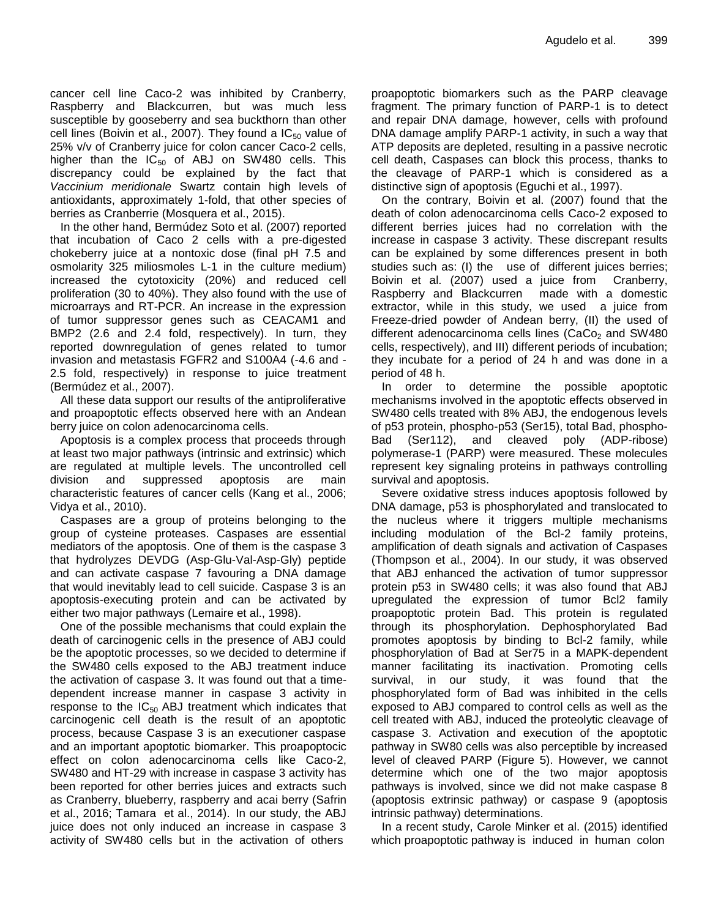cancer cell line Caco-2 was inhibited by Cranberry, Raspberry and Blackcurren, but was much less susceptible by gooseberry and sea buckthorn than other cell lines (Boivin et al., 2007). They found a $IC_{50}$ value of 25% v/v of Cranberry juice for colon cancer Caco-2 cells, higher than the $IC_{50}$ of ABJ on SW480 cells. This discrepancy could be explained by the fact that *Vaccinium meridionale* Swartz contain high levels of antioxidants, approximately 1-fold, that other species of berries as Cranberrie (Mosquera et al., 2015).

In the other hand, Bermúdez Soto et al. (2007) reported that incubation of Caco 2 cells with a pre-digested chokeberry juice at a nontoxic dose (final pH 7.5 and osmolarity 325 miliosmoles L-1 in the culture medium) increased the cytotoxicity (20%) and reduced cell proliferation (30 to 40%). They also found with the use of microarrays and RT-PCR. An increase in the expression of tumor suppressor genes such as CEACAM1 and BMP2 (2.6 and 2.4 fold, respectively). In turn, they reported downregulation of genes related to tumor invasion and metastasis FGFR2 and S100A4 (-4.6 and -2.5 fold, respectively) in response to juice treatment (Bermúdez et al., 2007).

All these data support our results of the antiproliferative and proapoptotic effects observed here with an Andean berry juice on colon adenocarcinoma cells.

Apoptosis is a complex process that proceeds through at least two major pathways (intrinsic and extrinsic) which are regulated at multiple levels. The uncontrolled cell division and suppressed apoptosis are main characteristic features of cancer cells (Kang et al., 2006; Vidya et al., 2010).

Caspases are a group of proteins belonging to the group of cysteine proteases. Caspases are essential mediators of the apoptosis. One of them is the caspase 3 that hydrolyzes DEVDG (Asp-Glu-Val-Asp-Gly) peptide and can activate caspase 7 favouring a DNA damage that would inevitably lead to cell suicide. Caspase 3 is an apoptosis-executing protein and can be activated by either two major pathways (Lemaire et al., 1998).

One of the possible mechanisms that could explain the death of carcinogenic cells in the presence of ABJ could be the apoptotic processes, so we decided to determine if the SW480 cells exposed to the ABJ treatment induce the activation of caspase 3. It was found out that a time-dependent increase manner in caspase 3 activity in response to the $IC_{50}$ ABJ treatment which indicates that carcinogenic cell death is the result of an apoptotic process, because Caspase 3 is an executioner caspase and an important apoptotic biomarker. This proapoptocic effect on colon adenocarcinoma cells like Caco-2, SW480 and HT-29 with increase in caspase 3 activity has been reported for other berries juices and extracts such as Cranberry, blueberry, raspberry and acai berry (Safrin et al., 2016; Tamara et al., 2014). In our study, the ABJ juice does not only induced an increase in caspase 3 activity of SW480 cells but in the activation of others proapoptotic biomarkers such as the PARP cleavage fragment. The primary function of PARP-1 is to detect and repair DNA damage, however, cells with profound DNA damage amplify PARP-1 activity, in such a way that ATP deposits are depleted, resulting in a passive necrotic cell death, Caspases can block this process, thanks to the cleavage of PARP-1 which is considered as a distinctive sign of apoptosis (Eguchi et al., 1997).

On the contrary, Boivin et al. (2007) found that the death of colon adenocarcinoma cells Caco-2 exposed to different berries juices had no correlation with the increase in caspase 3 activity. These discrepant results can be explained by some differences present in both studies such as: (I) the use of different juices berries; Boivin et al. (2007) used a juice from Cranberry, Raspberry and Blackcurren made with a domestic extractor, while in this study, we used a juice from Freeze-dried powder of Andean berry, (II) the used of different adenocarcinoma cells lines ($CaCo_2$ and SW480 cells, respectively), and III) different periods of incubation; they incubate for a period of 24 h and was done in a period of 48 h.

In order to determine the possible apoptotic mechanisms involved in the apoptotic effects observed in SW480 cells treated with 8% ABJ, the endogenous levels of p53 protein, phospho-p53 (Ser15), total Bad, phospho-Bad (Ser112), and cleaved poly (ADP-ribose) polymerase-1 (PARP) were measured. These molecules represent key signaling proteins in pathways controlling survival and apoptosis.

Severe oxidative stress induces apoptosis followed by DNA damage, p53 is phosphorylated and translocated to the nucleus where it triggers multiple mechanisms including modulation of the Bcl-2 family proteins, amplification of death signals and activation of Caspases (Thompson et al., 2004). In our study, it was observed that ABJ enhanced the activation of tumor suppressor protein p53 in SW480 cells; it was also found that ABJ upregulated the expression of tumor Bcl2 family proapoptotic protein Bad. This protein is regulated through its phosphorylation. Dephosphorylated Bad promotes apoptosis by binding to Bcl-2 family, while phosphorylation of Bad at Ser75 in a MAPK-dependent manner facilitating its inactivation. Promoting cells survival, in our study, it was found that the phosphorylated form of Bad was inhibited in the cells exposed to ABJ compared to control cells as well as the cell treated with ABJ, induced the proteolytic cleavage of caspase 3. Activation and execution of the apoptotic pathway in SW80 cells was also perceptible by increased level of cleaved PARP (Figure 5). However, we cannot determine which one of the two major apoptosis pathways is involved, since we did not make caspase 8 (apoptosis extrinsic pathway) or caspase 9 (apoptosis intrinsic pathway) determinations.

In a recent study, Carole Minker et al. (2015) identified which proapoptotic pathway is induced in human colon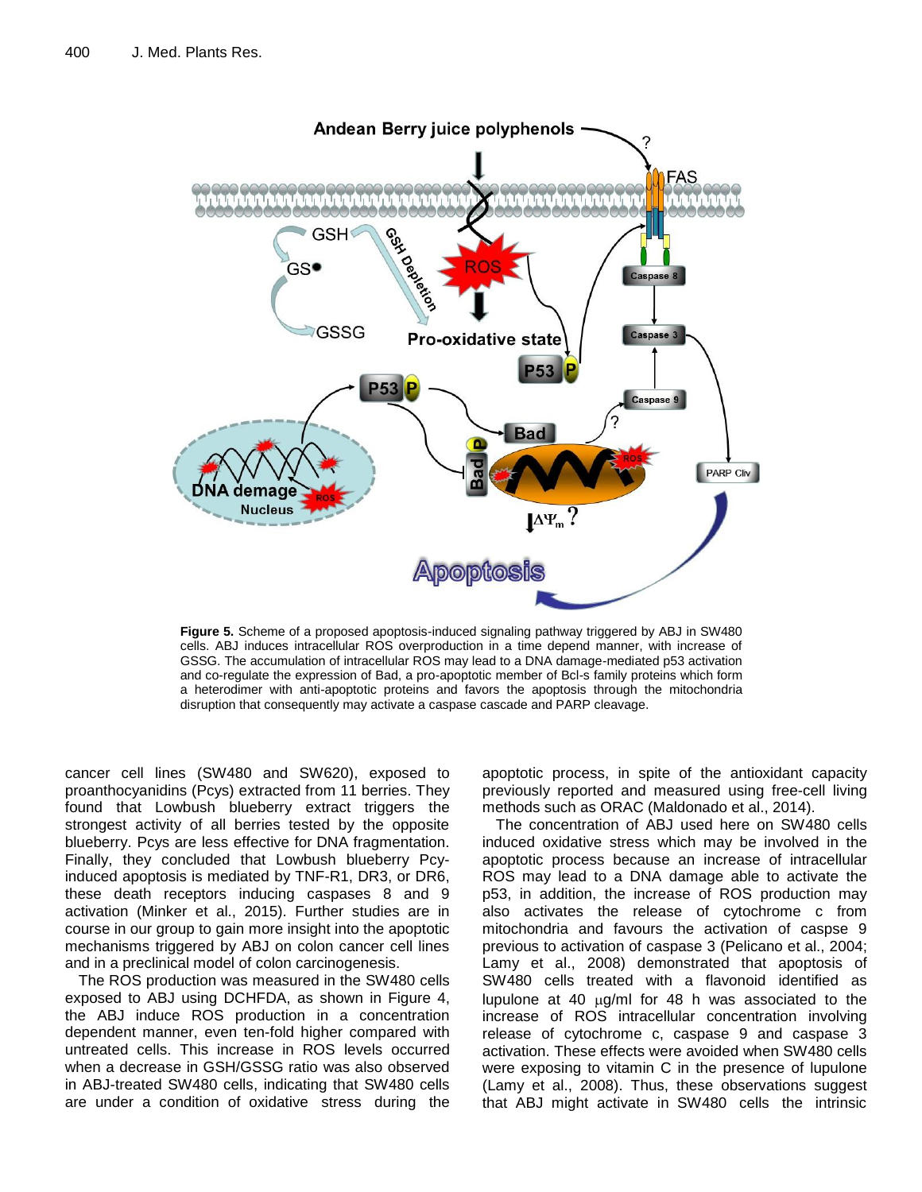**Figure 5.** Scheme of a proposed apoptosis-induced signaling pathway triggered by ABJ in SW480 cells. ABJ induces intracellular ROS overproduction in a time depend manner, with increase of GSSG. The accumulation of intracellular ROS may lead to a DNA damage-mediated p53 activation and co-regulate the expression of Bad, a pro-apoptotic member of Bcl-s family proteins which form a heterodimer with anti-apoptotic proteins and favors the apoptosis through the mitochondria disruption that consequently may activate a caspase cascade and PARP cleavage.

cancer cell lines (SW480 and SW620), exposed to proanthocyanidins (Pcys) extracted from 11 berries. They found that Lowbush blueberry extract triggers the strongest activity of all berries tested by the opposite blueberry. Pcys are less effective for DNA fragmentation. Finally, they concluded that Lowbush blueberry Pcy-induced apoptosis is mediated by TNF-R1, DR3, or DR6, these death receptors inducing caspases 8 and 9 activation (Minker et al., 2015). Further studies are in course in our group to gain more insight into the apoptotic mechanisms triggered by ABJ on colon cancer cell lines and in a preclinical model of colon carcinogenesis.

The ROS production was measured in the SW480 cells exposed to ABJ using DCHFDA, as shown in Figure 4, the ABJ induce ROS production in a concentration dependent manner, even ten-fold higher compared with untreated cells. This increase in ROS levels occurred when a decrease in GSH/GSSG ratio was also observed in ABJ-treated SW480 cells, indicating that SW480 cells are under a condition of oxidative stress during the apoptotic process, in spite of the antioxidant capacity previously reported and measured using free-cell living methods such as ORAC (Maldonado et al., 2014).

The concentration of ABJ used here on SW480 cells induced oxidative stress which may be involved in the apoptotic process because an increase of intracellular ROS may lead to a DNA damage able to activate the p53, in addition, the increase of ROS production may also activates the release of cytochrome c from mitochondria and favours the activation of caspse 9 previous to activation of caspase 3 (Pelicano et al., 2004; Lamy et al., 2008) demonstrated that apoptosis of SW480 cells treated with a flavonoid identified as lupulone at 40 μg/ml for 48 h was associated to the increase of ROS intracellular concentration involving release of cytochrome c, caspase 9 and caspase 3 activation. These effects were avoided when SW480 cells were exposing to vitamin C in the presence of lupulone (Lamy et al., 2008). Thus, these observations suggest that ABJ might activate in SW480 cells the intrinsic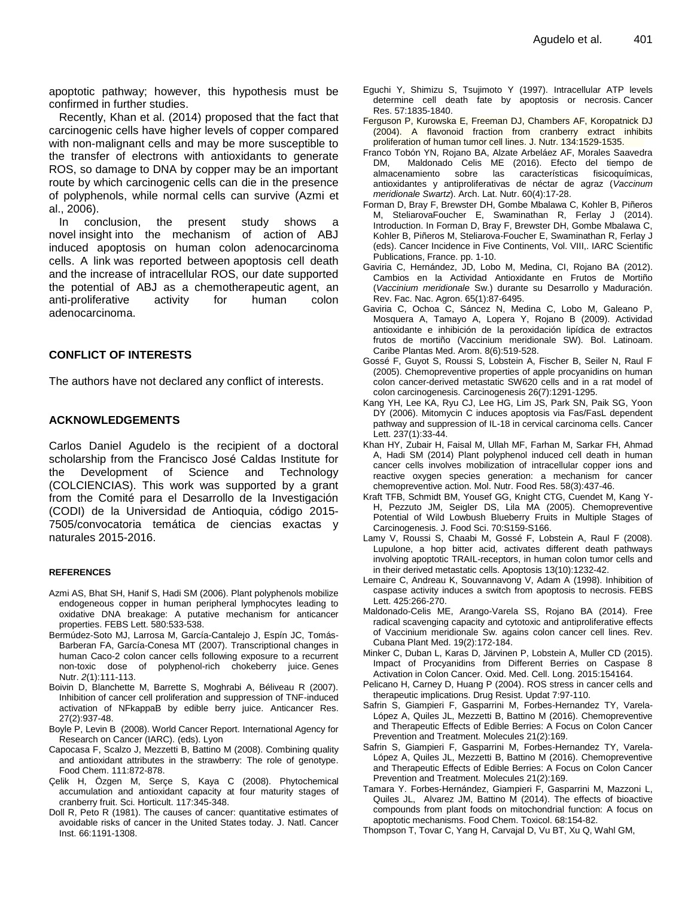apoptotic pathway; however, this hypothesis must be confirmed in further studies.

Recently, Khan et al. (2014) proposed that the fact that carcinogenic cells have higher levels of copper compared with non-malignant cells and may be more susceptible to the transfer of electrons with antioxidants to generate ROS, so damage to DNA by copper may be an important route by which carcinogenic cells can die in the presence of polyphenols, while normal cells can survive (Azmi et al., 2006).

In conclusion, the present study shows a novel insight into the mechanism of action of ABJ induced apoptosis on human colon adenocarcinoma cells. A link was reported between apoptosis cell death and the increase of intracellular ROS, our date supported the potential of ABJ as a chemotherapeutic agent, an anti-proliferative activity for human colon adenocarcinoma.

## CONFLICT OF INTERESTS

The authors have not declared any conflict of interests.

## ACKNOWLEDGEMENTS

Carlos Daniel Agudelo is the recipient of a doctoral scholarship from the Francisco José Caldas Institute for the Development of Science and Technology (COLCIENCIAS). This work was supported by a grant from the Comité para el Desarrollo de la Investigación (CODI) de la Universidad de Antioquia, código 2015-7505/convocatoria temática de ciencias exactas y naturales 2015-2016.

## REFERENCES

Azmi AS, Bhat SH, Hanif S, Hadi SM (2006). Plant polyphenols mobilize endogeneous copper in human peripheral lymphocytes leading to oxidative DNA breakage: A putative mechanism for anticancer properties. FEBS Lett. 580:533-538.

Bermúdez-Soto MJ, Larrosa M, García-Cantalejo J, Espín JC, Tomás-Barberan FA, García-Conesa MT (2007). Transcriptional changes in human Caco-2 colon cancer cells following exposure to a recurrent non-toxic dose of polyphenol-rich chokeberry juice. Genes Nutr. *2*(1):111-113.

Boivin D, Blanchette M, Barrette S, Moghrabi A, Béliveau R (2007). Inhibition of cancer cell proliferation and suppression of TNF-induced activation of NFkappaB by edible berry juice. Anticancer Res. 27(2):937-48.

Boyle P, Levin B (2008). World Cancer Report. International Agency for Research on Cancer (IARC). (eds). Lyon

Capocasa F, Scalzo J, Mezzetti B, Battino M (2008). Combining quality and antioxidant attributes in the strawberry: The role of genotype. Food Chem. 111:872-878.

Çelik H, Özgen M, Serçe S, Kaya C (2008). Phytochemical accumulation and antioxidant capacity at four maturity stages of cranberry fruit. Sci. Horticult. 117:345-348.

Doll R, Peto R (1981). The causes of cancer: quantitative estimates of avoidable risks of cancer in the United States today. J. Natl. Cancer Inst. 66:1191-1308.

Eguchi Y, Shimizu S, Tsujimoto Y (1997). Intracellular ATP levels determine cell death fate by apoptosis or necrosis. Cancer Res. 57:1835-1840.

Ferguson P, Kurowska E, Freeman DJ, Chambers AF, Koropatnick DJ (2004). A flavonoid fraction from cranberry extract inhibits proliferation of human tumor cell lines. J. Nutr. 134:1529-1535.

Franco Tobón YN, Rojano BA, Alzate Arbeláez AF, Morales Saavedra DM, Maldonado Celis ME (2016). Efecto del tiempo de almacenamiento sobre las características fisicoquímicas, antioxidantes y antiproliferativas de néctar de agraz (*Vaccinum meridionale Swartz*). Arch. Lat. Nutr. 60(4):17-28.

Forman D, Bray F, Brewster DH, Gombe Mbalawa C, Kohler B, Piñeros M, SteliarovaFoucher E, Swaminathan R, Ferlay J (2014). Introduction. In Forman D, Bray F, Brewster DH, Gombe Mbalawa C, Kohler B, Piñeros M, Steliarova-Foucher E, Swaminathan R, Ferlay J (eds). Cancer Incidence in Five Continents, Vol. VIII,. IARC Scientific Publications, France. pp. 1-10.

Gaviria C, Hernández, JD, Lobo M, Medina, CI, Rojano BA (2012). Cambios en la Actividad Antioxidante en Frutos de Mortiño (*Vaccinium meridionale* Sw.) durante su Desarrollo y Maduración. Rev. Fac. Nac. Agron. 65(1):87-6495.

Gaviria C, Ochoa C, Sáncez N, Medina C, Lobo M, Galeano P, Mosquera A, Tamayo A, Lopera Y, Rojano B (2009). Actividad antioxidante e inhibición de la peroxidación lipídica de extractos frutos de mortiño (Vaccinium meridionale SW). Bol. Latinoam. Caribe Plantas Med. Arom. 8(6):519-528.

Gossé F, Guyot S, Roussi S, Lobstein A, Fischer B, Seiler N, Raul F (2005). Chemopreventive properties of apple procyanidins on human colon cancer-derived metastatic SW620 cells and in a rat model of colon carcinogenesis. Carcinogenesis 26(7):1291-1295.

Kang YH, Lee KA, Ryu CJ, Lee HG, Lim JS, Park SN, Paik SG, Yoon DY (2006). Mitomycin C induces apoptosis via Fas/FasL dependent pathway and suppression of IL-18 in cervical carcinoma cells. Cancer Lett. 237(1):33-44.

Khan HY, Zubair H, Faisal M, Ullah MF, Farhan M, Sarkar FH, Ahmad A, Hadi SM (2014) Plant polyphenol induced cell death in human cancer cells involves mobilization of intracellular copper ions and reactive oxygen species generation: a mechanism for cancer chemopreventive action. Mol. Nutr. Food Res. 58(3):437-46.

Kraft TFB, Schmidt BM, Yousef GG, Knight CTG, Cuendet M, Kang Y-H, Pezzuto JM, Seigler DS, Lila MA (2005). Chemopreventive Potential of Wild Lowbush Blueberry Fruits in Multiple Stages of Carcinogenesis. J. Food Sci. 70:S159-S166.

Lamy V, Roussi S, Chaabi M, Gossé F, Lobstein A, Raul F (2008). Lupulone, a hop bitter acid, activates different death pathways involving apoptotic TRAIL-receptors, in human colon tumor cells and in their derived metastatic cells. Apoptosis 13(10):1232-42.

Lemaire C, Andreau K, Souvannavong V, Adam A (1998). Inhibition of caspase activity induces a switch from apoptosis to necrosis. FEBS Lett. 425:266-270.

Maldonado-Celis ME, Arango-Varela SS, Rojano BA (2014). Free radical scavenging capacity and cytotoxic and antiproliferative effects of Vaccinium meridionale Sw. agains colon cancer cell lines. Rev. Cubana Plant Med. 19(2):172-184.

Minker C, Duban L, Karas D, Järvinen P, Lobstein A, Muller CD (2015). Impact of Procyanidins from Different Berries on Caspase 8 Activation in Colon Cancer. Oxid. Med. Cell. Long. 2015:154164.

Pelicano H, Carney D, Huang P (2004). ROS stress in cancer cells and therapeutic implications. Drug Resist. Updat 7:97-110.

Safrin S, Giampieri F, Gasparrini M, Forbes-Hernandez TY, Varela-López A, Quiles JL, Mezzetti B, Battino M (2016). Chemopreventive and Therapeutic Effects of Edible Berries: A Focus on Colon Cancer Prevention and Treatment. Molecules 21(2):169.

Safrin S, Giampieri F, Gasparrini M, Forbes-Hernandez TY, Varela-López A, Quiles JL, Mezzetti B, Battino M (2016). Chemopreventive and Therapeutic Effects of Edible Berries: A Focus on Colon Cancer Prevention and Treatment. Molecules 21(2):169.

Tamara Y. Forbes-Hernández, Giampieri F, Gasparrini M, Mazzoni L, Quiles JL, Alvarez JM, Battino M (2014). The effects of bioactive compounds from plant foods on mitochondrial function: A focus on apoptotic mechanisms. Food Chem. Toxicol. 68:154-82.

Thompson T, Tovar C, Yang H, Carvajal D, Vu BT, Xu Q, Wahl GM,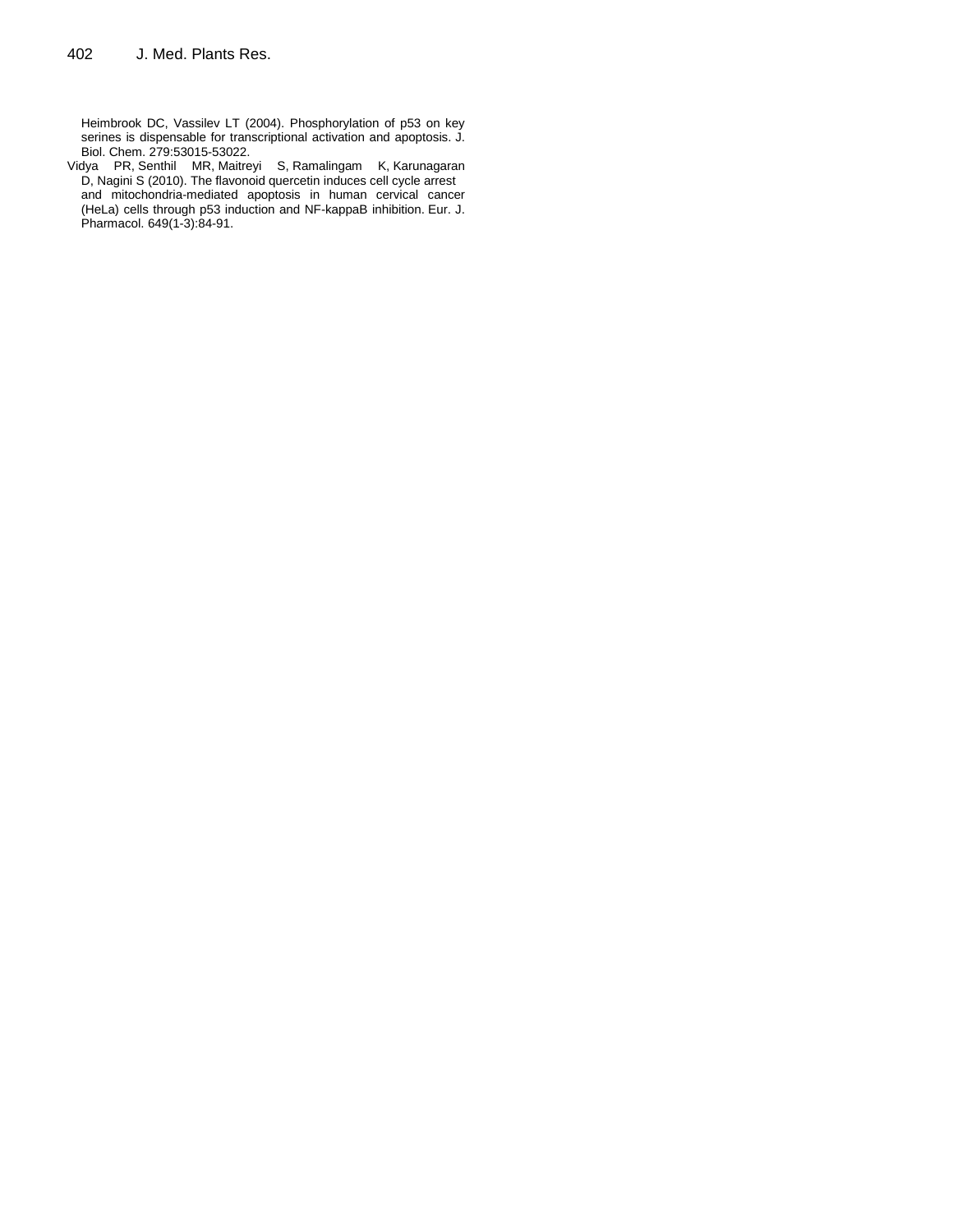Heimbrook DC, Vassilev LT (2004). Phosphorylation of p53 on key serines is dispensable for transcriptional activation and apoptosis. J. Biol. Chem. 279:53015-53022.

Vidya PR, Senthil MR, Maitreyi S, Ramalingam K, Karunagaran D, Nagini S (2010). The flavonoid quercetin induces cell cycle arrest and mitochondria-mediated apoptosis in human cervical cancer (HeLa) cells through p53 induction and NF-kappaB inhibition. Eur. J. Pharmacol. 649(1-3):84-91.